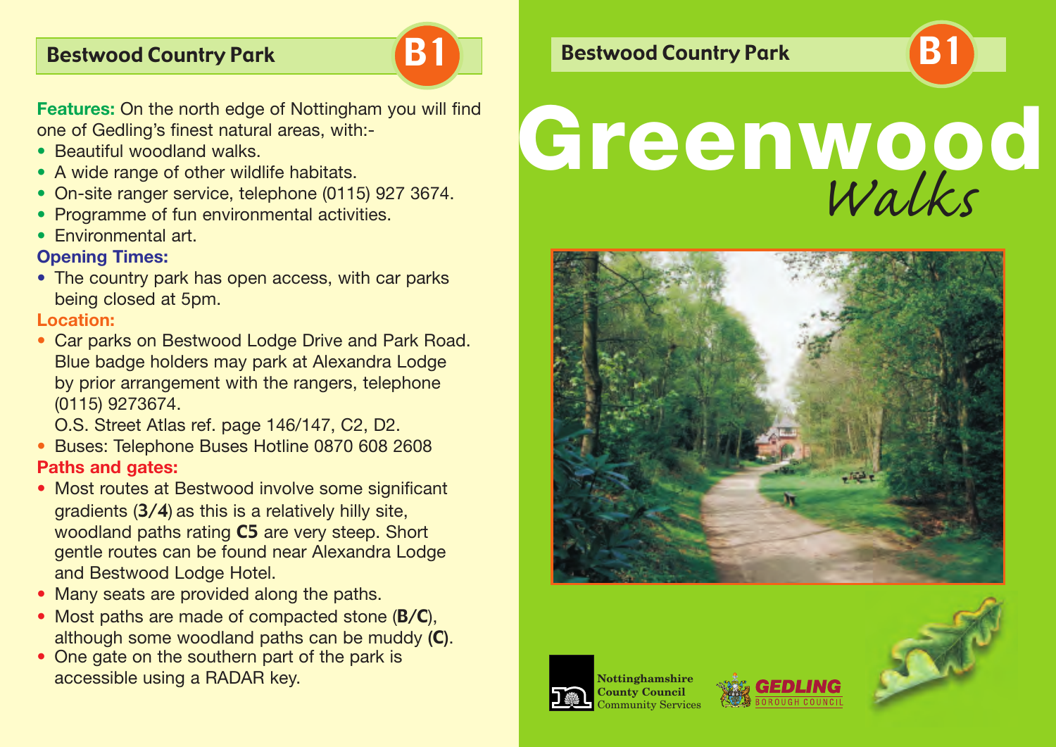## Bestwood Country Park B1

**Features:** On the north edge of Nottingham you will find one of Gedling's finest natural areas, with:-

- Beautiful woodland walks.
- A wide range of other wildlife habitats.
- On-site ranger service, telephone (0115) 927 3674.
- Programme of fun environmental activities.
- Environmental art.

**Opening Times:**

- The country park has open access, with car parks being closed at 5pm.

**Location:**

- Car parks on Bestwood Lodge Drive and Park Road. Blue badge holders may park at Alexandra Lodge by prior arrangement with the rangers, telephone (0115) 9273674.
  O.S. Street Atlas ref. page 146/147, C2, D2.
- Buses: Telephone Buses Hotline 0870 608 2608

**Paths and gates:**

- Most routes at Bestwood involve some significant gradients (**3/4**) as this is a relatively hilly site, woodland paths rating **C5** are very steep. Short gentle routes can be found near Alexandra Lodge and Bestwood Lodge Hotel.
- Many seats are provided along the paths.
- Most paths are made of compacted stone (**B/C**), although some woodland paths can be muddy **(C)**.
- One gate on the southern part of the park is accessible using a RADAR key.

## Bestwood Country Park B1

# Greenwood *Walks*

Nottinghamshire County Council Community Services

GEDLING BOROUGH COUNCIL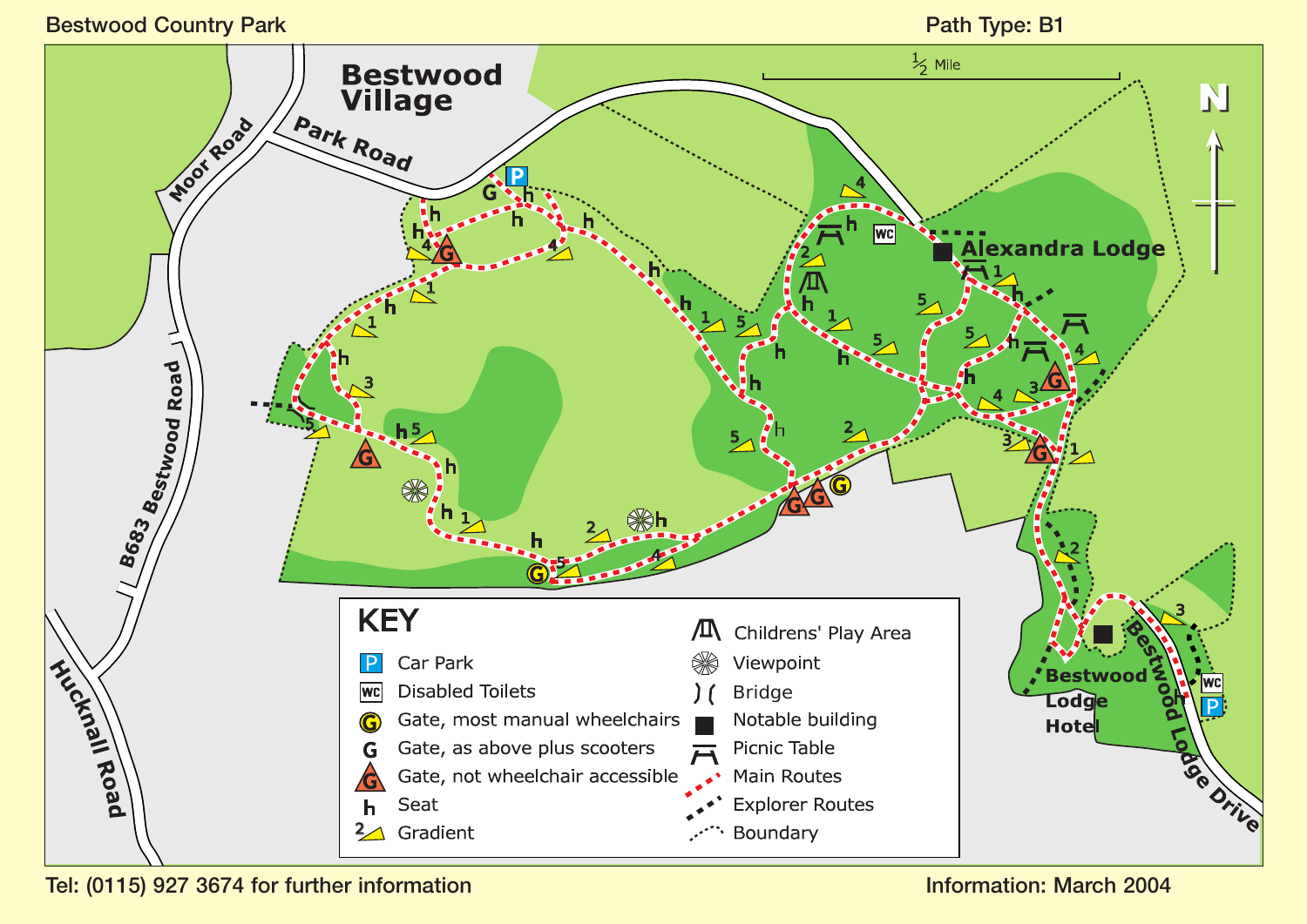Bestwood Country Park

Path Type: B1

Bestwood Village

Park Road

Moor Road

B683 Bestwood Road

Hucknall Road

Alexandra Lodge

Bestwood Lodge Hotel

Bestwood Lodge Drive

½ Mile

N

## KEY

- Car Park
- Disabled Toilets
- Gate, most manual wheelchairs
- Gate, as above plus scooters
- Gate, not wheelchair accessible
- Seat
- Gradient
- Childrens' Play Area
- Viewpoint
- Bridge
- Notable building
- Picnic Table
- Main Routes
- Explorer Routes
- Boundary

Tel: (0115) 927 3674 for further information

Information: March 2004